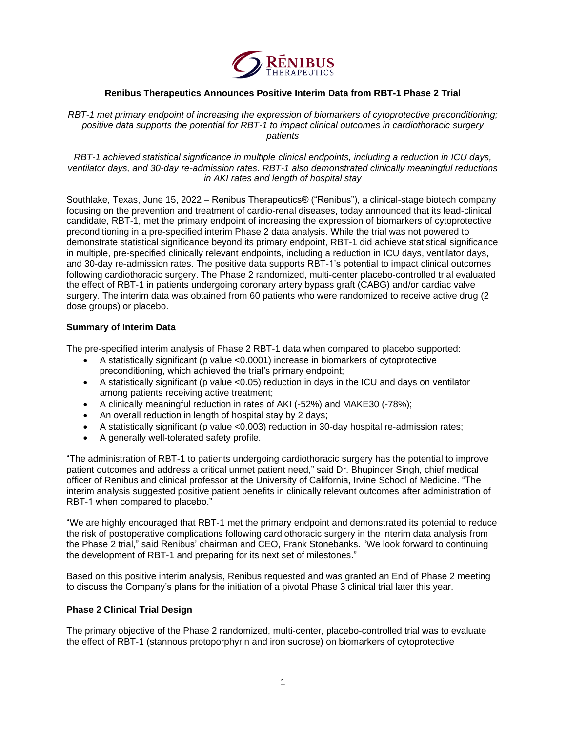### Renibus Therapeutics Announces Positive Interim Data from RBT-1 Phase 2 Trial

*RBT-1 met primary endpoint of increasing the expression of biomarkers of cytoprotective preconditioning; positive data supports the potential for RBT-1 to impact clinical outcomes in cardiothoracic surgery patients*

*RBT-1 achieved statistical significance in multiple clinical endpoints, including a reduction in ICU days, ventilator days, and 30-day re-admission rates. RBT-1 also demonstrated clinically meaningful reductions in AKI rates and length of hospital stay*

Southlake, Texas, June 15, 2022 – Renibus Therapeutics® ("Renibus"), a clinical-stage biotech company focusing on the prevention and treatment of cardio-renal diseases, today announced that its lead-clinical candidate, RBT-1, met the primary endpoint of increasing the expression of biomarkers of cytoprotective preconditioning in a pre-specified interim Phase 2 data analysis. While the trial was not powered to demonstrate statistical significance beyond its primary endpoint, RBT-1 did achieve statistical significance in multiple, pre-specified clinically relevant endpoints, including a reduction in ICU days, ventilator days, and 30-day re-admission rates. The positive data supports RBT-1's potential to impact clinical outcomes following cardiothoracic surgery. The Phase 2 randomized, multi-center placebo-controlled trial evaluated the effect of RBT-1 in patients undergoing coronary artery bypass graft (CABG) and/or cardiac valve surgery. The interim data was obtained from 60 patients who were randomized to receive active drug (2 dose groups) or placebo.

#### Summary of Interim Data

The pre-specified interim analysis of Phase 2 RBT-1 data when compared to placebo supported:

- A statistically significant (p value <0.0001) increase in biomarkers of cytoprotective preconditioning, which achieved the trial's primary endpoint;
- A statistically significant (p value <0.05) reduction in days in the ICU and days on ventilator among patients receiving active treatment;
- A clinically meaningful reduction in rates of AKI (-52%) and MAKE30 (-78%);
- An overall reduction in length of hospital stay by 2 days;
- A statistically significant (p value <0.003) reduction in 30-day hospital re-admission rates;
- A generally well-tolerated safety profile.

"The administration of RBT-1 to patients undergoing cardiothoracic surgery has the potential to improve patient outcomes and address a critical unmet patient need," said Dr. Bhupinder Singh, chief medical officer of Renibus and clinical professor at the University of California, Irvine School of Medicine. "The interim analysis suggested positive patient benefits in clinically relevant outcomes after administration of RBT-1 when compared to placebo."

"We are highly encouraged that RBT-1 met the primary endpoint and demonstrated its potential to reduce the risk of postoperative complications following cardiothoracic surgery in the interim data analysis from the Phase 2 trial," said Renibus' chairman and CEO, Frank Stonebanks. "We look forward to continuing the development of RBT-1 and preparing for its next set of milestones."

Based on this positive interim analysis, Renibus requested and was granted an End of Phase 2 meeting to discuss the Company's plans for the initiation of a pivotal Phase 3 clinical trial later this year.

#### Phase 2 Clinical Trial Design

The primary objective of the Phase 2 randomized, multi-center, placebo-controlled trial was to evaluate the effect of RBT-1 (stannous protoporphyrin and iron sucrose) on biomarkers of cytoprotective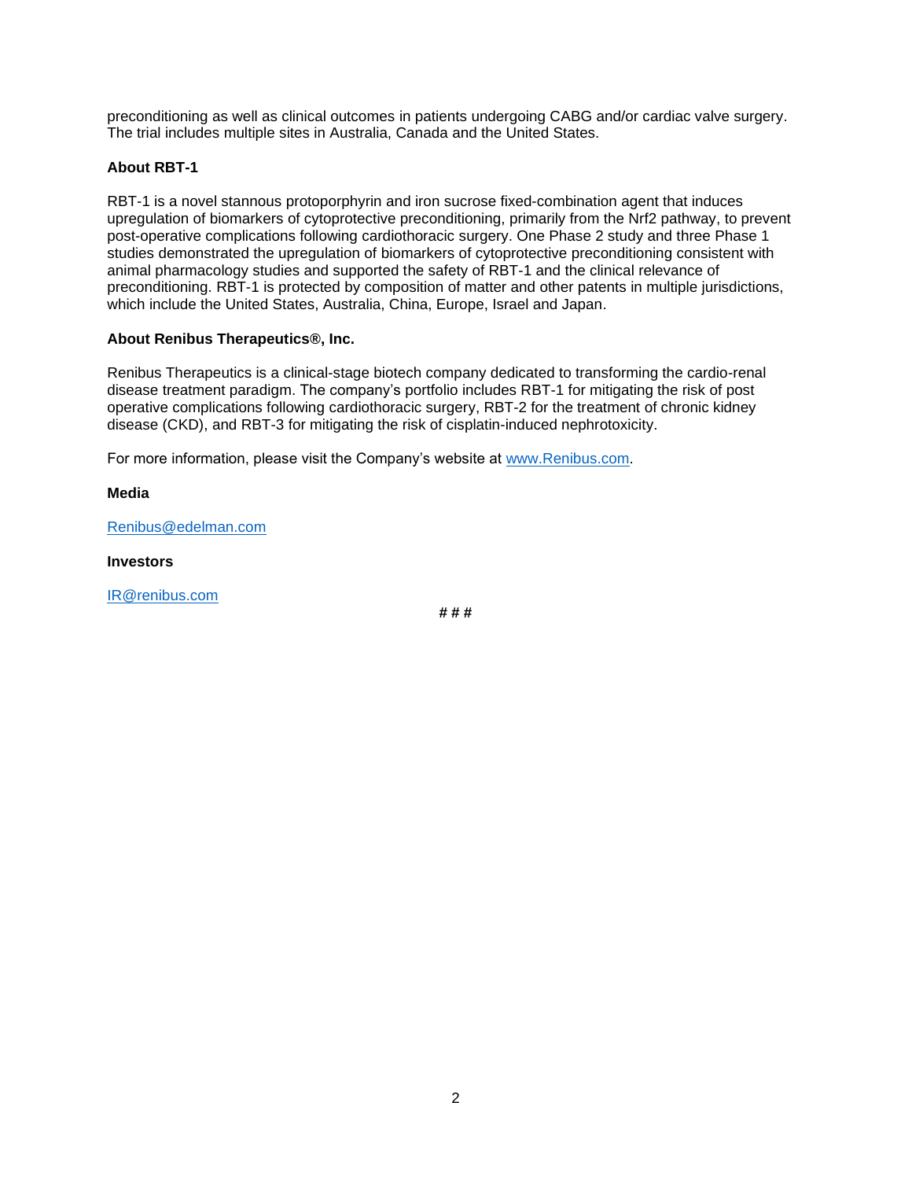preconditioning as well as clinical outcomes in patients undergoing CABG and/or cardiac valve surgery. The trial includes multiple sites in Australia, Canada and the United States.

**About RBT-1**

RBT-1 is a novel stannous protoporphyrin and iron sucrose fixed-combination agent that induces upregulation of biomarkers of cytoprotective preconditioning, primarily from the Nrf2 pathway, to prevent post-operative complications following cardiothoracic surgery. One Phase 2 study and three Phase 1 studies demonstrated the upregulation of biomarkers of cytoprotective preconditioning consistent with animal pharmacology studies and supported the safety of RBT-1 and the clinical relevance of preconditioning. RBT-1 is protected by composition of matter and other patents in multiple jurisdictions, which include the United States, Australia, China, Europe, Israel and Japan.

**About Renibus Therapeutics®, Inc.**

Renibus Therapeutics is a clinical-stage biotech company dedicated to transforming the cardio-renal disease treatment paradigm. The company's portfolio includes RBT-1 for mitigating the risk of post operative complications following cardiothoracic surgery, RBT-2 for the treatment of chronic kidney disease (CKD), and RBT-3 for mitigating the risk of cisplatin-induced nephrotoxicity.

For more information, please visit the Company's website at www.Renibus.com.

**Media**

Renibus@edelman.com

**Investors**

IR@renibus.com

# # #